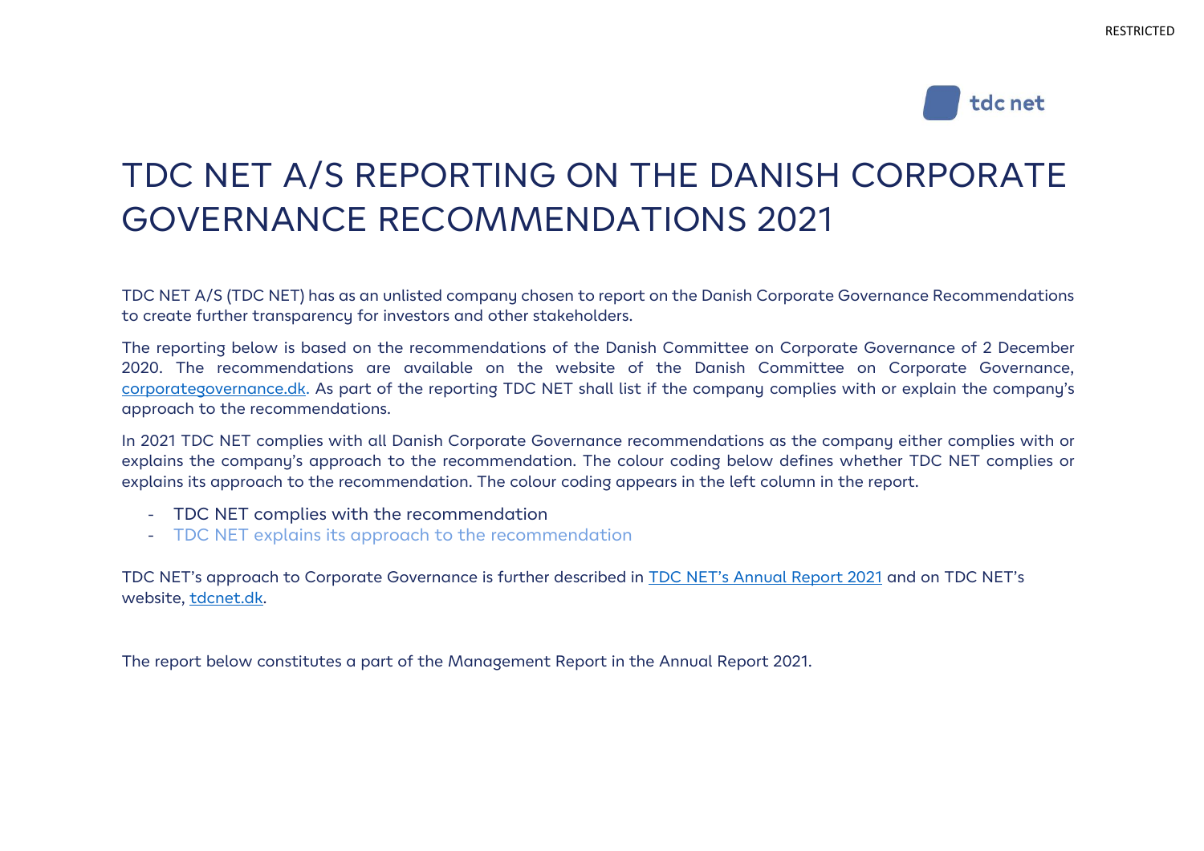# TDC NET A/S REPORTING ON THE DANISH CORPORATE GOVERNANCE RECOMMENDATIONS 2021

TDC NET A/S (TDC NET) has as an unlisted company chosen to report on the Danish Corporate Governance Recommendations to create further transparency for investors and other stakeholders.

The reporting below is based on the recommendations of the Danish Committee on Corporate Governance of 2 December 2020. The recommendations are available on the website of the Danish Committee on Corporate Governance, corporategovernance.dk. As part of the reporting TDC NET shall list if the company complies with or explain the company's approach to the recommendations.

In 2021 TDC NET complies with all Danish Corporate Governance recommendations as the company either complies with or explains the company's approach to the recommendation. The colour coding below defines whether TDC NET complies or explains its approach to the recommendation. The colour coding appears in the left column in the report.

- TDC NET complies with the recommendation
- TDC NET explains its approach to the recommendation

TDC NET's approach to Corporate Governance is further described in TDC NET's Annual Report 2021 and on TDC NET's website, tdcnet.dk.

The report below constitutes a part of the Management Report in the Annual Report 2021.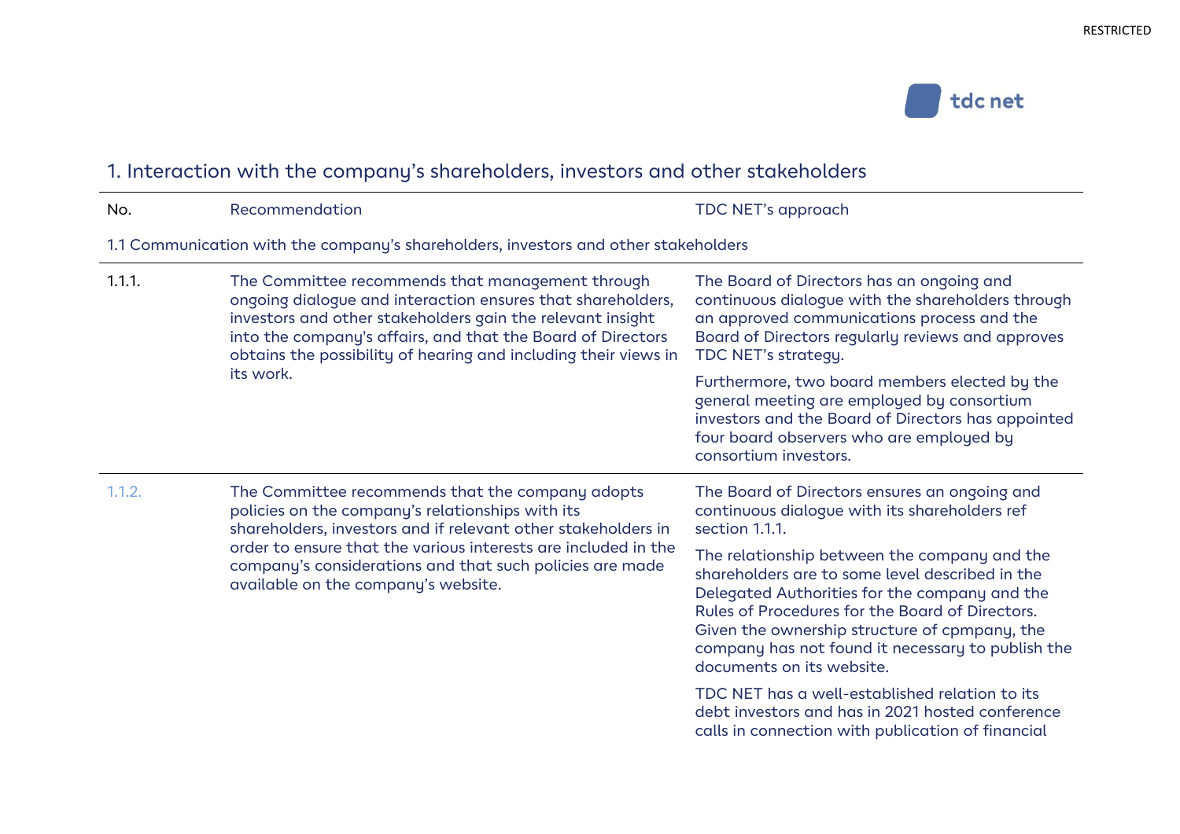## 1. Interaction with the company's shareholders, investors and other stakeholders

| No. | Recommendation | TDC NET's approach |
|---|---|---|
| 1.1 Communication with the company's shareholders, investors and other stakeholders | | |
| 1.1.1. | The Committee recommends that management through ongoing dialogue and interaction ensures that shareholders, investors and other stakeholders gain the relevant insight into the company's affairs, and that the Board of Directors obtains the possibility of hearing and including their views in its work. | The Board of Directors has an ongoing and continuous dialogue with the shareholders through an approved communications process and the Board of Directors regularly reviews and approves TDC NET's strategy.<br><br>Furthermore, two board members elected by the general meeting are employed by consortium investors and the Board of Directors has appointed four board observers who are employed by consortium investors. |
| 1.1.2. | The Committee recommends that the company adopts policies on the company's relationships with its shareholders, investors and if relevant other stakeholders in order to ensure that the various interests are included in the company's considerations and that such policies are made available on the company's website. | The Board of Directors ensures an ongoing and continuous dialogue with its shareholders ref section 1.1.1.<br><br>The relationship between the company and the shareholders are to some level described in the Delegated Authorities for the company and the Rules of Procedures for the Board of Directors. Given the ownership structure of cpmpany, the company has not found it necessary to publish the documents on its website.<br><br>TDC NET has a well-established relation to its debt investors and has in 2021 hosted conference calls in connection with publication of financial |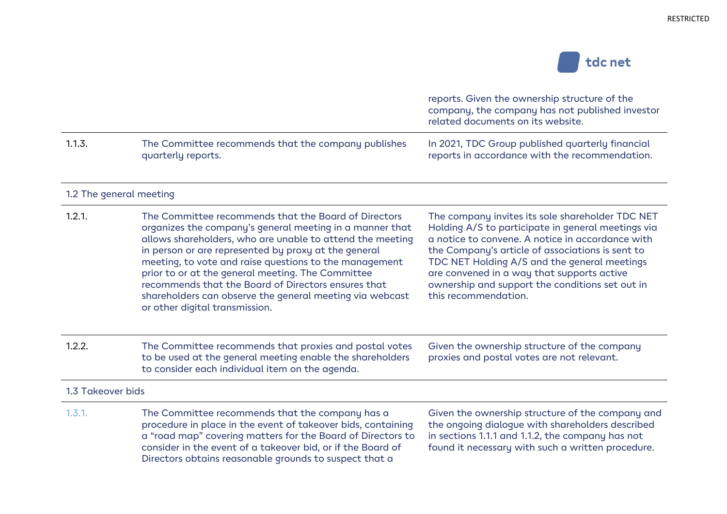| | | |
|---|---|---|
| | | reports. Given the ownership structure of the company, the company has not published investor related documents on its website. |
| 1.1.3. | The Committee recommends that the company publishes quarterly reports. | In 2021, TDC Group published quarterly financial reports in accordance with the recommendation. |
| **1.2 The general meeting** | | |
| 1.2.1. | The Committee recommends that the Board of Directors organizes the company's general meeting in a manner that allows shareholders, who are unable to attend the meeting in person or are represented by proxy at the general meeting, to vote and raise questions to the management prior to or at the general meeting. The Committee recommends that the Board of Directors ensures that shareholders can observe the general meeting via webcast or other digital transmission. | The company invites its sole shareholder TDC NET Holding A/S to participate in general meetings via a notice to convene. A notice in accordance with the Company's article of associations is sent to TDC NET Holding A/S and the general meetings are convened in a way that supports active ownership and support the conditions set out in this recommendation. |
| 1.2.2. | The Committee recommends that proxies and postal votes to be used at the general meeting enable the shareholders to consider each individual item on the agenda. | Given the ownership structure of the company proxies and postal votes are not relevant. |
| **1.3 Takeover bids** | | |
| 1.3.1. | The Committee recommends that the company has a procedure in place in the event of takeover bids, containing a "road map" covering matters for the Board of Directors to consider in the event of a takeover bid, or if the Board of Directors obtains reasonable grounds to suspect that a | Given the ownership structure of the company and the ongoing dialogue with shareholders described in sections 1.1.1 and 1.1.2, the company has not found it necessary with such a written procedure. |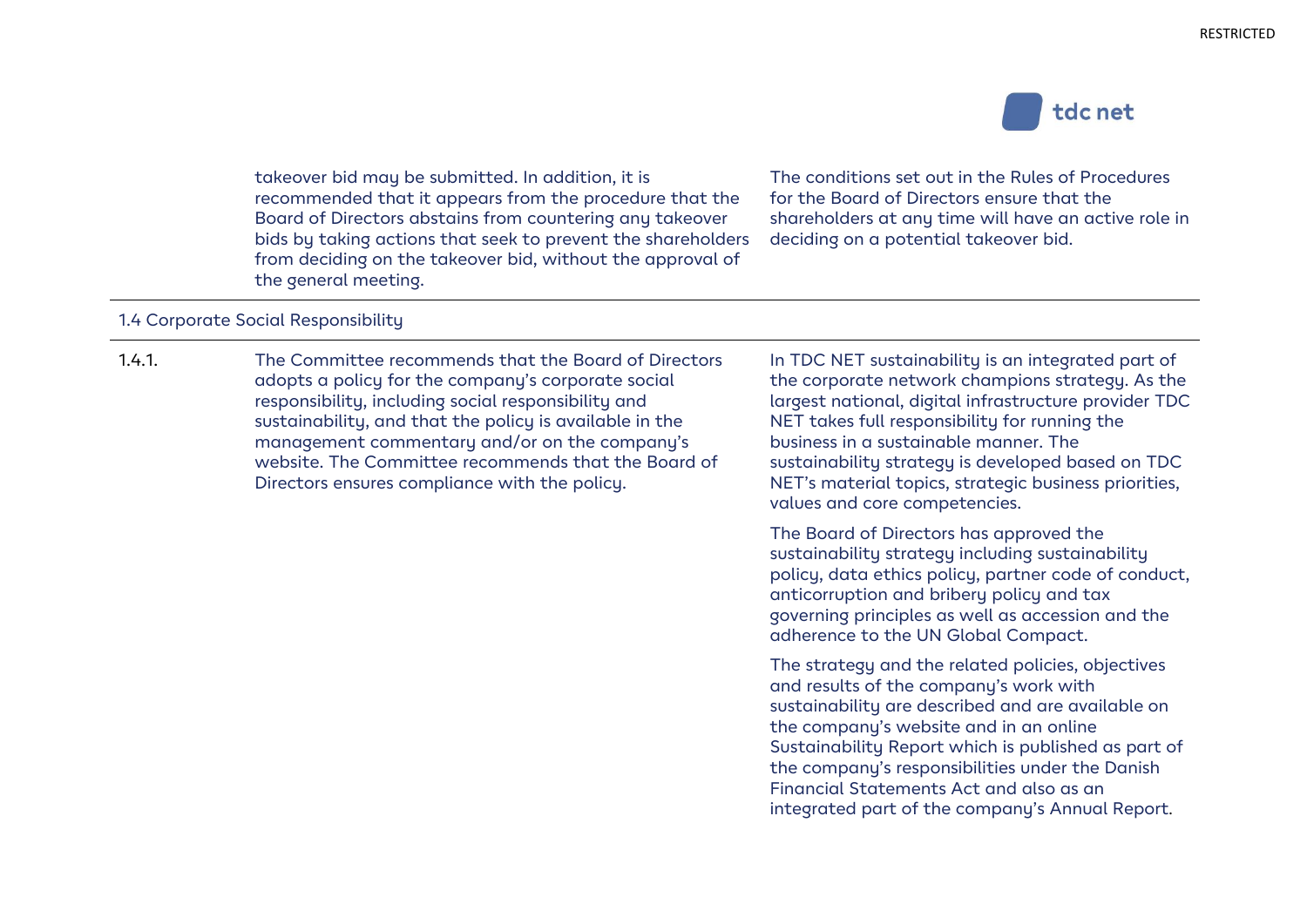| | | |
|---|---|---|
| | takeover bid may be submitted. In addition, it is recommended that it appears from the procedure that the Board of Directors abstains from countering any takeover bids by taking actions that seek to prevent the shareholders from deciding on the takeover bid, without the approval of the general meeting. | The conditions set out in the Rules of Procedures for the Board of Directors ensure that the shareholders at any time will have an active role in deciding on a potential takeover bid. |
| **1.4 Corporate Social Responsibility** | | |
| 1.4.1. | The Committee recommends that the Board of Directors adopts a policy for the company's corporate social responsibility, including social responsibility and sustainability, and that the policy is available in the management commentary and/or on the company's website. The Committee recommends that the Board of Directors ensures compliance with the policy. | In TDC NET sustainability is an integrated part of the corporate network champions strategy. As the largest national, digital infrastructure provider TDC NET takes full responsibility for running the business in a sustainable manner. The sustainability strategy is developed based on TDC NET's material topics, strategic business priorities, values and core competencies.<br><br>The Board of Directors has approved the sustainability strategy including sustainability policy, data ethics policy, partner code of conduct, anticorruption and bribery policy and tax governing principles as well as accession and the adherence to the UN Global Compact.<br><br>The strategy and the related policies, objectives and results of the company's work with sustainability are described and are available on the company's website and in an online Sustainability Report which is published as part of the company's responsibilities under the Danish Financial Statements Act and also as an integrated part of the company's Annual Report. |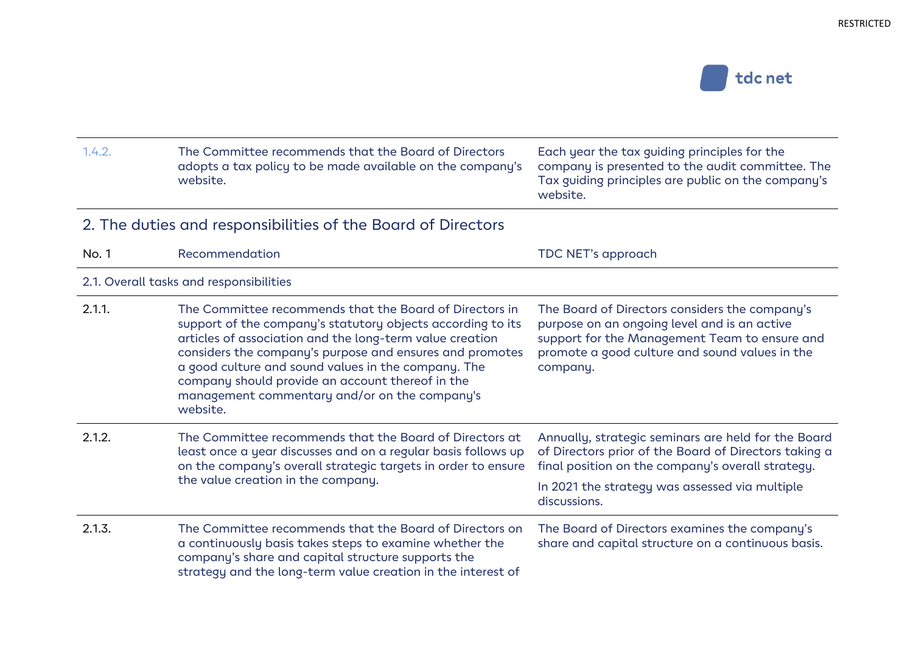| | | |
|---|---|---|
| 1.4.2. | The Committee recommends that the Board of Directors adopts a tax policy to be made available on the company's website. | Each year the tax guiding principles for the company is presented to the audit committee. The Tax guiding principles are public on the company's website. |

## 2. The duties and responsibilities of the Board of Directors

| No. 1 | Recommendation | TDC NET's approach |
|---|---|---|
| 2.1. Overall tasks and responsibilities | | |
| 2.1.1. | The Committee recommends that the Board of Directors in support of the company's statutory objects according to its articles of association and the long-term value creation considers the company's purpose and ensures and promotes a good culture and sound values in the company. The company should provide an account thereof in the management commentary and/or on the company's website. | The Board of Directors considers the company's purpose on an ongoing level and is an active support for the Management Team to ensure and promote a good culture and sound values in the company. |
| 2.1.2. | The Committee recommends that the Board of Directors at least once a year discusses and on a regular basis follows up on the company's overall strategic targets in order to ensure the value creation in the company. | Annually, strategic seminars are held for the Board of Directors prior of the Board of Directors taking a final position on the company's overall strategy.<br><br>In 2021 the strategy was assessed via multiple discussions. |
| 2.1.3. | The Committee recommends that the Board of Directors on a continuously basis takes steps to examine whether the company's share and capital structure supports the strategy and the long-term value creation in the interest of | The Board of Directors examines the company's share and capital structure on a continuous basis. |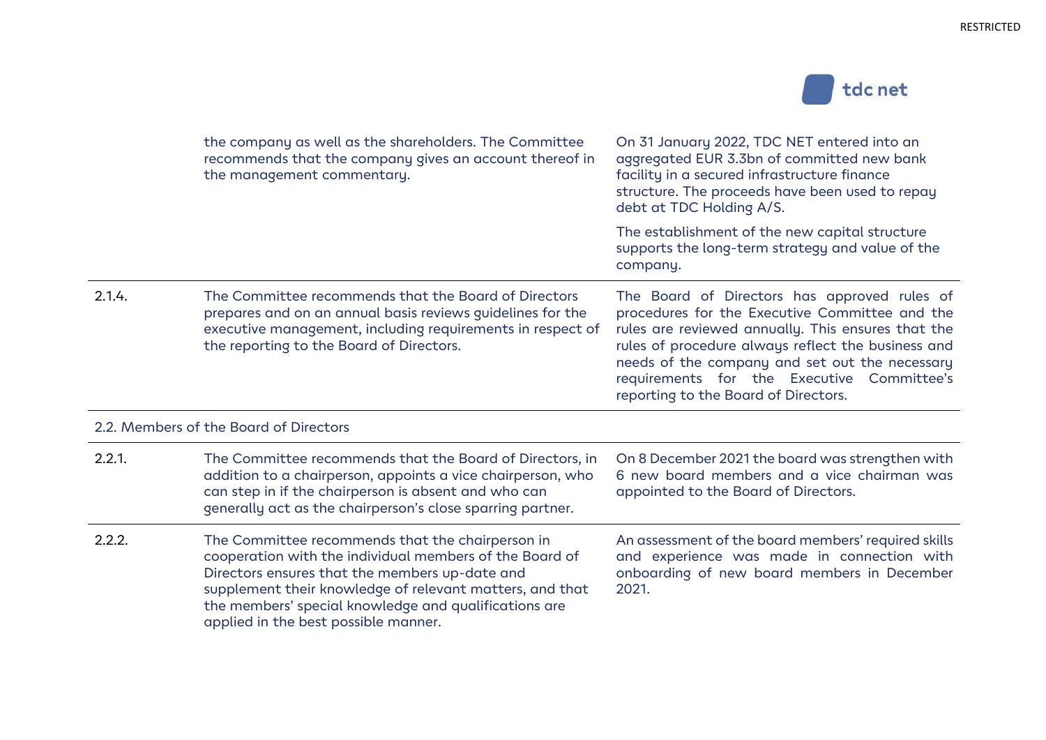| | | |
|---|---|---|
| | the company as well as the shareholders. The Committee recommends that the company gives an account thereof in the management commentary. | On 31 January 2022, TDC NET entered into an aggregated EUR 3.3bn of committed new bank facility in a secured infrastructure finance structure. The proceeds have been used to repay debt at TDC Holding A/S.<br><br>The establishment of the new capital structure supports the long-term strategy and value of the company. |
| 2.1.4. | The Committee recommends that the Board of Directors prepares and on an annual basis reviews guidelines for the executive management, including requirements in respect of the reporting to the Board of Directors. | The Board of Directors has approved rules of procedures for the Executive Committee and the rules are reviewed annually. This ensures that the rules of procedure always reflect the business and needs of the company and set out the necessary requirements for the Executive Committee's reporting to the Board of Directors. |
| 2.2. Members of the Board of Directors | | |
| 2.2.1. | The Committee recommends that the Board of Directors, in addition to a chairperson, appoints a vice chairperson, who can step in if the chairperson is absent and who can generally act as the chairperson's close sparring partner. | On 8 December 2021 the board was strengthen with 6 new board members and a vice chairman was appointed to the Board of Directors. |
| 2.2.2. | The Committee recommends that the chairperson in cooperation with the individual members of the Board of Directors ensures that the members up-date and supplement their knowledge of relevant matters, and that the members' special knowledge and qualifications are applied in the best possible manner. | An assessment of the board members' required skills and experience was made in connection with onboarding of new board members in December 2021. |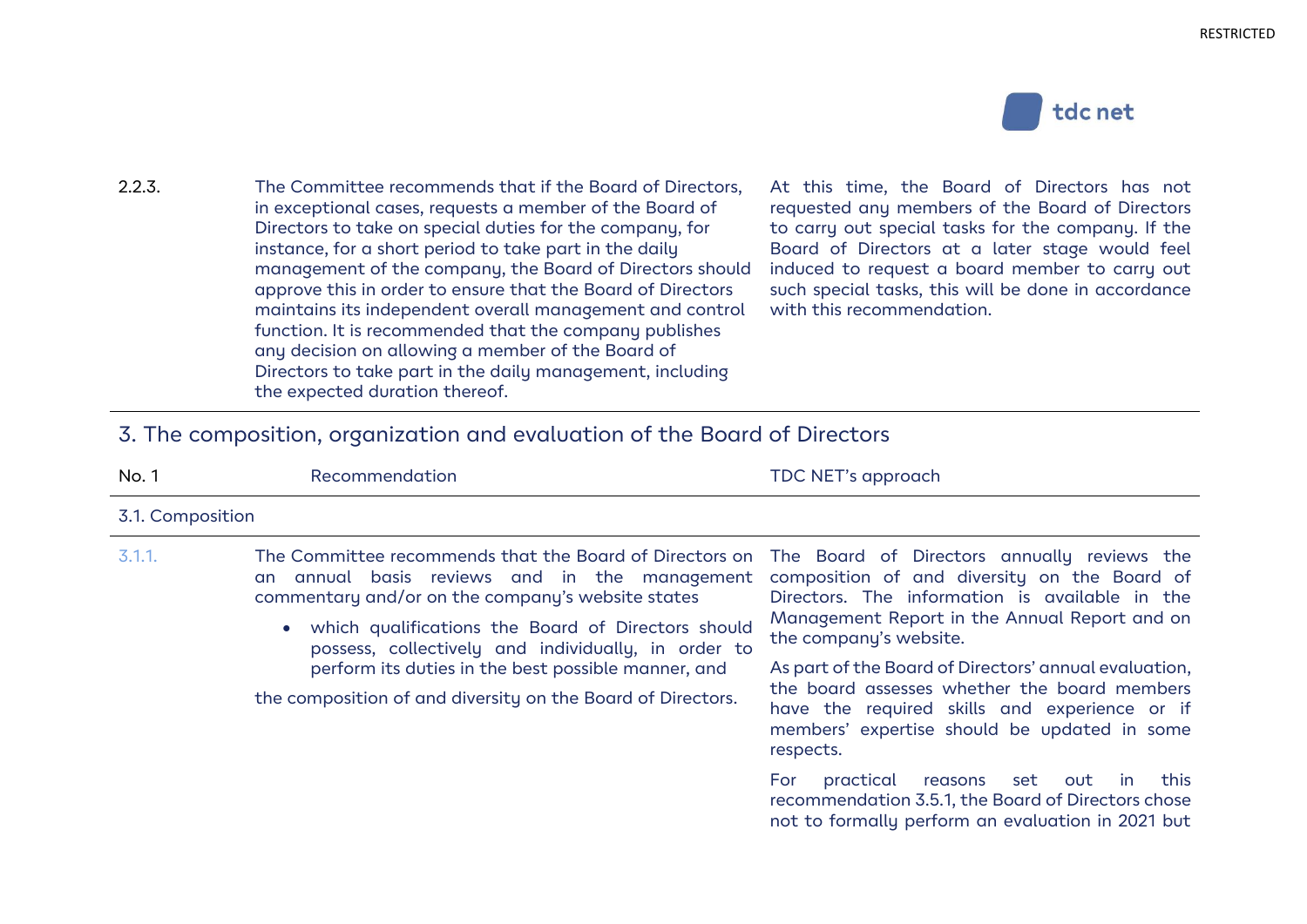| | | |
|---|---|---|
| 2.2.3. | The Committee recommends that if the Board of Directors, in exceptional cases, requests a member of the Board of Directors to take on special duties for the company, for instance, for a short period to take part in the daily management of the company, the Board of Directors should approve this in order to ensure that the Board of Directors maintains its independent overall management and control function. It is recommended that the company publishes any decision on allowing a member of the Board of Directors to take part in the daily management, including the expected duration thereof. | At this time, the Board of Directors has not requested any members of the Board of Directors to carry out special tasks for the company. If the Board of Directors at a later stage would feel induced to request a board member to carry out such special tasks, this will be done in accordance with this recommendation. |

## 3. The composition, organization and evaluation of the Board of Directors

| No. 1 | Recommendation | TDC NET's approach |
|---|---|---|
| **3.1. Composition** | | |
| 3.1.1. | The Committee recommends that the Board of Directors on an annual basis reviews and in the management commentary and/or on the company's website states<br>• which qualifications the Board of Directors should possess, collectively and individually, in order to perform its duties in the best possible manner, and<br>the composition of and diversity on the Board of Directors. | The Board of Directors annually reviews the composition of and diversity on the Board of Directors. The information is available in the Management Report in the Annual Report and on the company's website.<br><br>As part of the Board of Directors' annual evaluation, the board assesses whether the board members have the required skills and experience or if members' expertise should be updated in some respects.<br><br>For practical reasons set out in this recommendation 3.5.1, the Board of Directors chose not to formally perform an evaluation in 2021 but |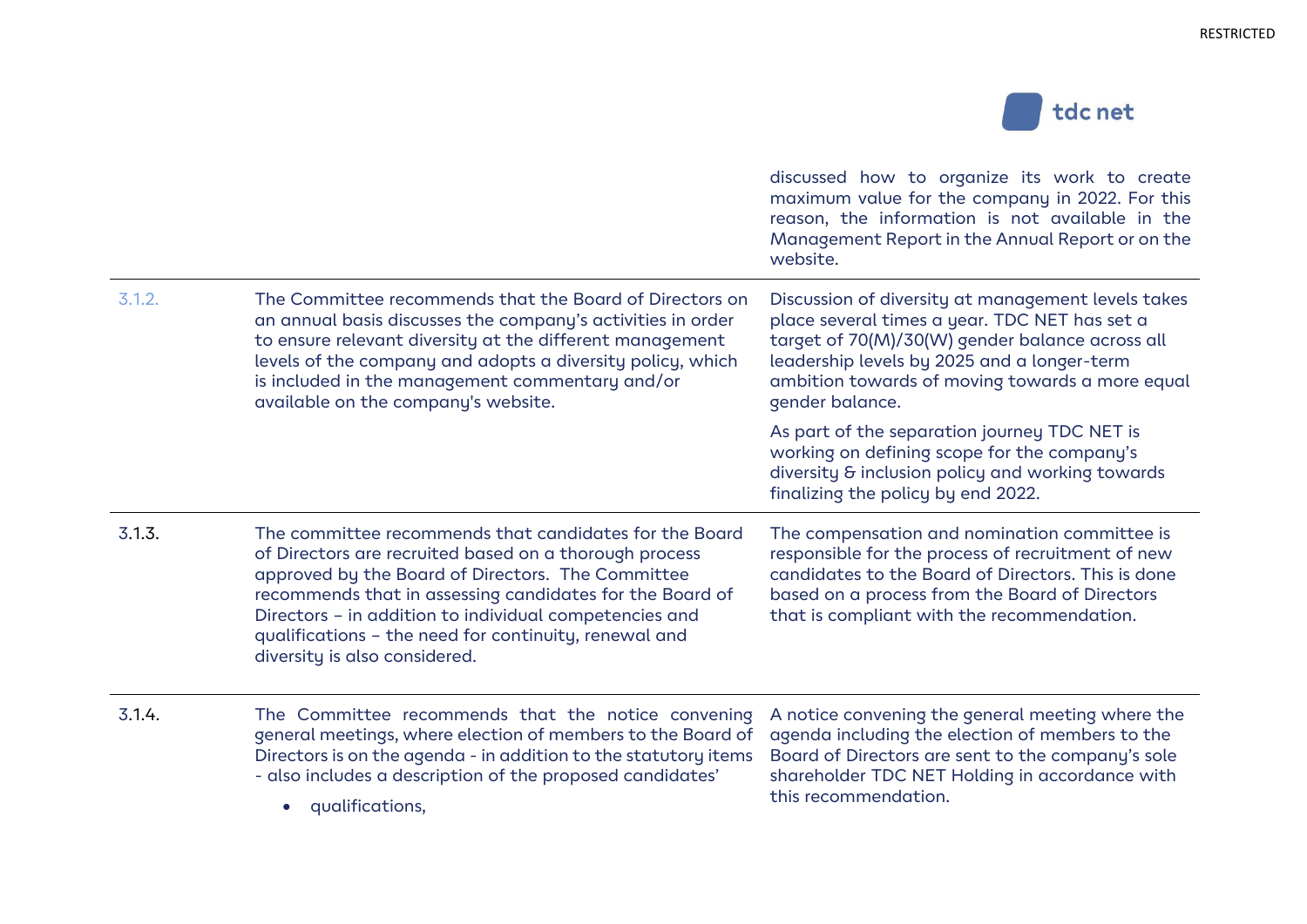| | | |
|---|---|---|
| | | discussed how to organize its work to create maximum value for the company in 2022. For this reason, the information is not available in the Management Report in the Annual Report or on the website. |
| 3.1.2. | The Committee recommends that the Board of Directors on an annual basis discusses the company's activities in order to ensure relevant diversity at the different management levels of the company and adopts a diversity policy, which is included in the management commentary and/or available on the company's website. | Discussion of diversity at management levels takes place several times a year. TDC NET has set a target of 70(M)/30(W) gender balance across all leadership levels by 2025 and a longer-term ambition towards of moving towards a more equal gender balance.<br><br>As part of the separation journey TDC NET is working on defining scope for the company's diversity & inclusion policy and working towards finalizing the policy by end 2022. |
| 3.1.3. | The committee recommends that candidates for the Board of Directors are recruited based on a thorough process approved by the Board of Directors. The Committee recommends that in assessing candidates for the Board of Directors – in addition to individual competencies and qualifications – the need for continuity, renewal and diversity is also considered. | The compensation and nomination committee is responsible for the process of recruitment of new candidates to the Board of Directors. This is done based on a process from the Board of Directors that is compliant with the recommendation. |
| 3.1.4. | The Committee recommends that the notice convening general meetings, where election of members to the Board of Directors is on the agenda - in addition to the statutory items - also includes a description of the proposed candidates'<br><br>• qualifications, | A notice convening the general meeting where the agenda including the election of members to the Board of Directors are sent to the company's sole shareholder TDC NET Holding in accordance with this recommendation. |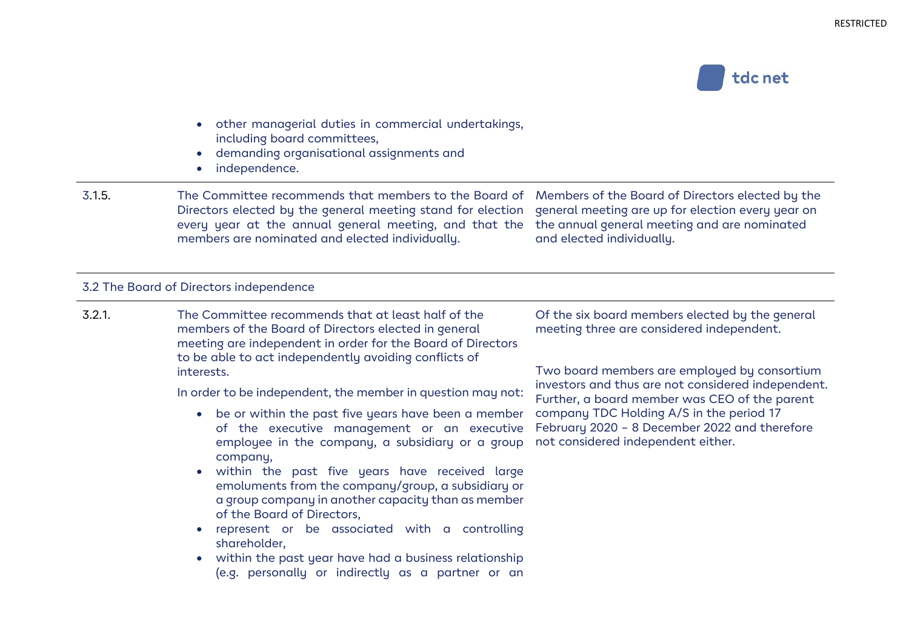- other managerial duties in commercial undertakings, including board committees,
- demanding organisational assignments and
- independence.

| | | |
|---|---|---|
| 3.1.5. | The Committee recommends that members to the Board of Directors elected by the general meeting stand for election every year at the annual general meeting, and that the members are nominated and elected individually. | Members of the Board of Directors elected by the general meeting are up for election every year on the annual general meeting and are nominated and elected individually. |

### 3.2 The Board of Directors independence

| | | |
|---|---|---|
| 3.2.1. | The Committee recommends that at least half of the members of the Board of Directors elected in general meeting are independent in order for the Board of Directors to be able to act independently avoiding conflicts of interests.<br><br>In order to be independent, the member in question may not:<br><br>• be or within the past five years have been a member of the executive management or an executive employee in the company, a subsidiary or a group company,<br>• within the past five years have received large emoluments from the company/group, a subsidiary or a group company in another capacity than as member of the Board of Directors,<br>• represent or be associated with a controlling shareholder,<br>• within the past year have had a business relationship (e.g. personally or indirectly as a partner or an | Of the six board members elected by the general meeting three are considered independent.<br><br>Two board members are employed by consortium investors and thus are not considered independent. Further, a board member was CEO of the parent company TDC Holding A/S in the period 17 February 2020 – 8 December 2022 and therefore not considered independent either. |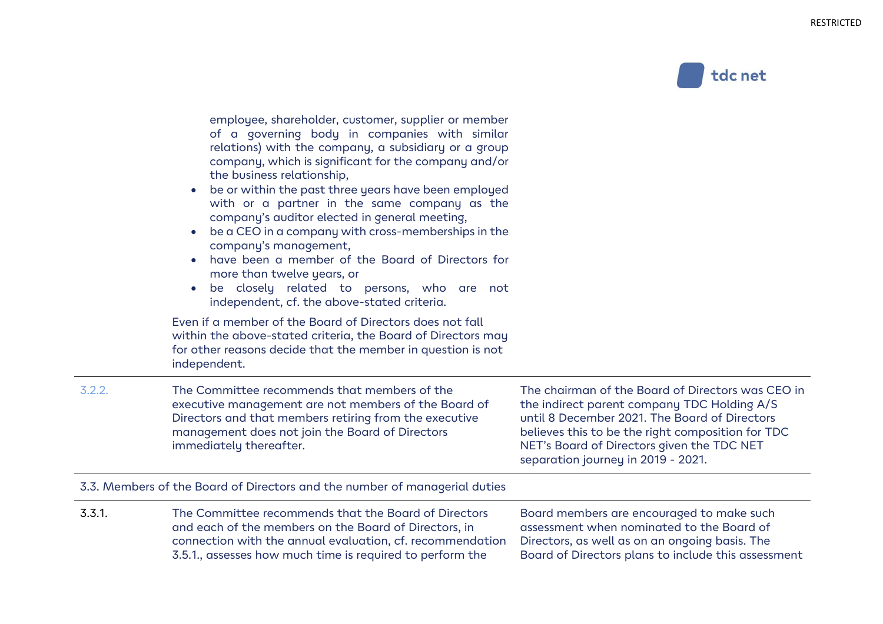employee, shareholder, customer, supplier or member of a governing body in companies with similar relations) with the company, a subsidiary or a group company, which is significant for the company and/or the business relationship,

- be or within the past three years have been employed with or a partner in the same company as the company's auditor elected in general meeting,
- be a CEO in a company with cross-memberships in the company's management,
- have been a member of the Board of Directors for more than twelve years, or
- be closely related to persons, who are not independent, cf. the above-stated criteria.

Even if a member of the Board of Directors does not fall within the above-stated criteria, the Board of Directors may for other reasons decide that the member in question is not independent.

| | | |
|---|---|---|
| 3.2.2. | The Committee recommends that members of the executive management are not members of the Board of Directors and that members retiring from the executive management does not join the Board of Directors immediately thereafter. | The chairman of the Board of Directors was CEO in the indirect parent company TDC Holding A/S until 8 December 2021. The Board of Directors believes this to be the right composition for TDC NET's Board of Directors given the TDC NET separation journey in 2019 - 2021. |
| 3.3. Members of the Board of Directors and the number of managerial duties | | |
| 3.3.1. | The Committee recommends that the Board of Directors and each of the members on the Board of Directors, in connection with the annual evaluation, cf. recommendation 3.5.1., assesses how much time is required to perform the | Board members are encouraged to make such assessment when nominated to the Board of Directors, as well as on an ongoing basis. The Board of Directors plans to include this assessment |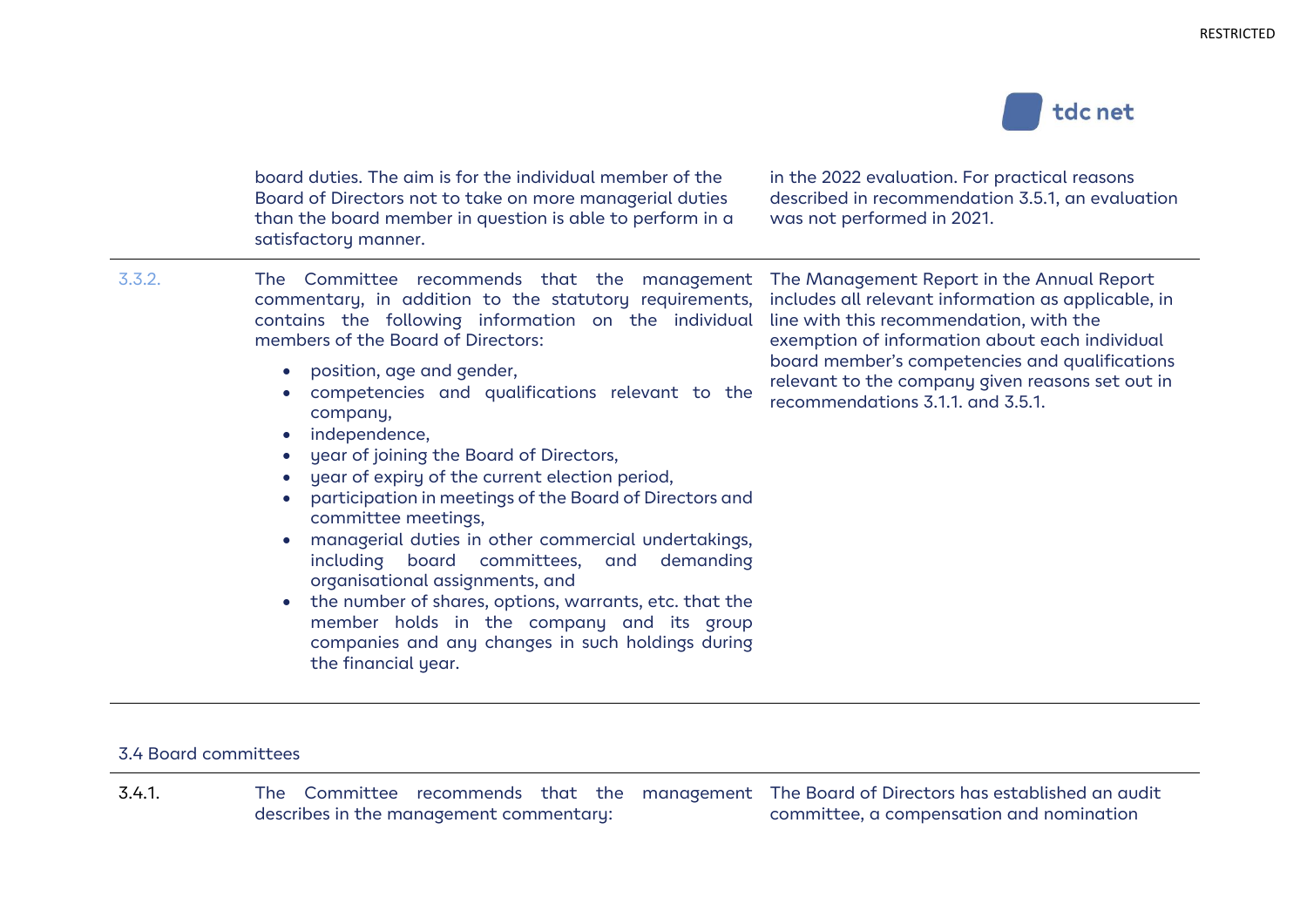| | | |
|---|---|---|
| | board duties. The aim is for the individual member of the Board of Directors not to take on more managerial duties than the board member in question is able to perform in a satisfactory manner. | in the 2022 evaluation. For practical reasons described in recommendation 3.5.1, an evaluation was not performed in 2021. |
| 3.3.2. | The Committee recommends that the management commentary, in addition to the statutory requirements, contains the following information on the individual members of the Board of Directors:<br>• position, age and gender,<br>• competencies and qualifications relevant to the company,<br>• independence,<br>• year of joining the Board of Directors,<br>• year of expiry of the current election period,<br>• participation in meetings of the Board of Directors and committee meetings,<br>• managerial duties in other commercial undertakings, including board committees, and demanding organisational assignments, and<br>• the number of shares, options, warrants, etc. that the member holds in the company and its group companies and any changes in such holdings during the financial year. | The Management Report in the Annual Report includes all relevant information as applicable, in line with this recommendation, with the exemption of information about each individual board member's competencies and qualifications relevant to the company given reasons set out in recommendations 3.1.1. and 3.5.1. |

3.4 Board committees

| | | |
|---|---|---|
| 3.4.1. | The Committee recommends that the management describes in the management commentary: | The Board of Directors has established an audit committee, a compensation and nomination |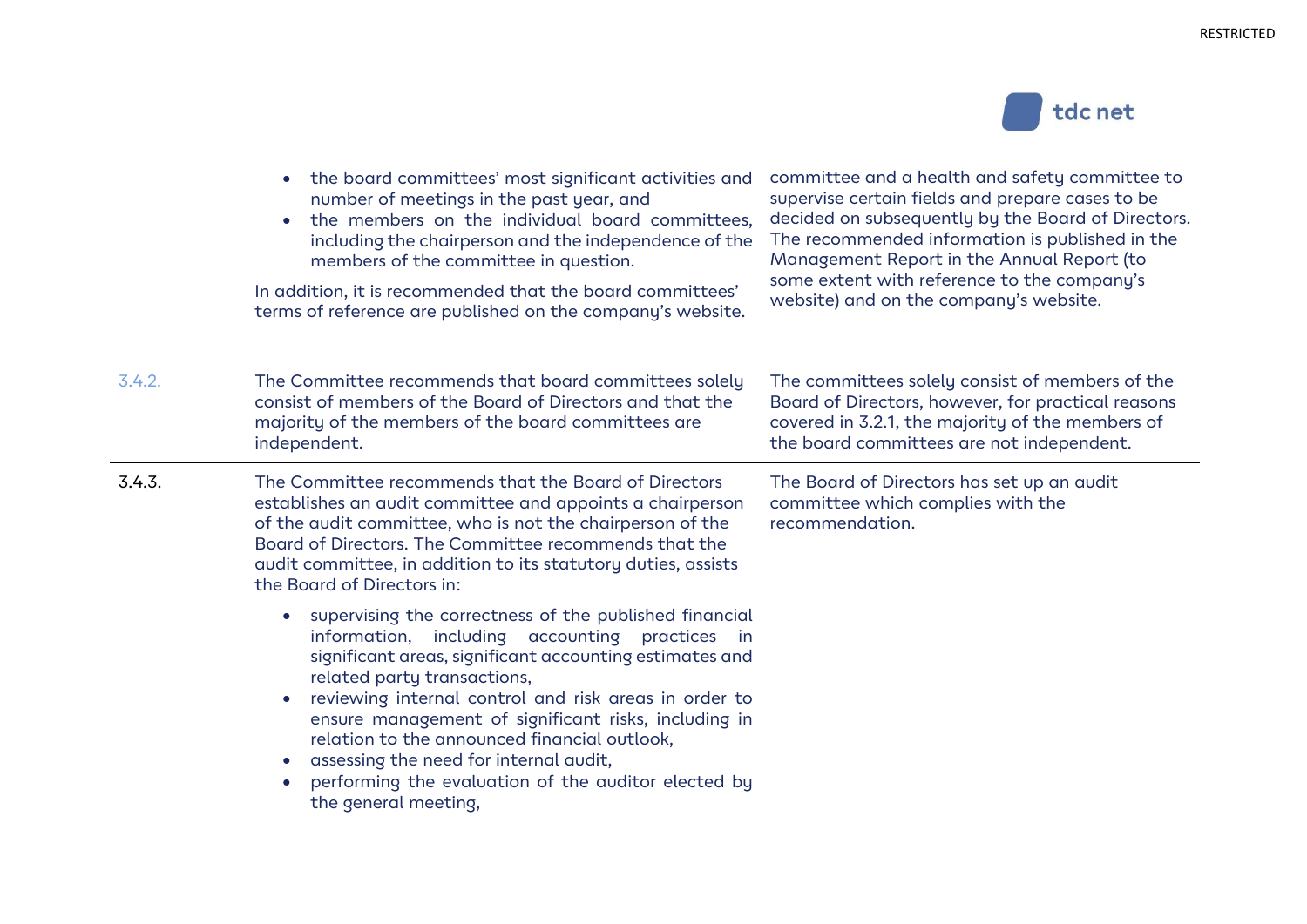| | | |
|---|---|---|
| | • the board committees' most significant activities and number of meetings in the past year, and<br>• the members on the individual board committees, including the chairperson and the independence of the members of the committee in question.<br><br>In addition, it is recommended that the board committees' terms of reference are published on the company's website. | committee and a health and safety committee to supervise certain fields and prepare cases to be decided on subsequently by the Board of Directors. The recommended information is published in the Management Report in the Annual Report (to some extent with reference to the company's website) and on the company's website. |
| 3.4.2. | The Committee recommends that board committees solely consist of members of the Board of Directors and that the majority of the members of the board committees are independent. | The committees solely consist of members of the Board of Directors, however, for practical reasons covered in 3.2.1, the majority of the members of the board committees are not independent. |
| 3.4.3. | The Committee recommends that the Board of Directors establishes an audit committee and appoints a chairperson of the audit committee, who is not the chairperson of the Board of Directors. The Committee recommends that the audit committee, in addition to its statutory duties, assists the Board of Directors in:<br><br>• supervising the correctness of the published financial information, including accounting practices in significant areas, significant accounting estimates and related party transactions,<br>• reviewing internal control and risk areas in order to ensure management of significant risks, including in relation to the announced financial outlook,<br>• assessing the need for internal audit,<br>• performing the evaluation of the auditor elected by the general meeting, | The Board of Directors has set up an audit committee which complies with the recommendation. |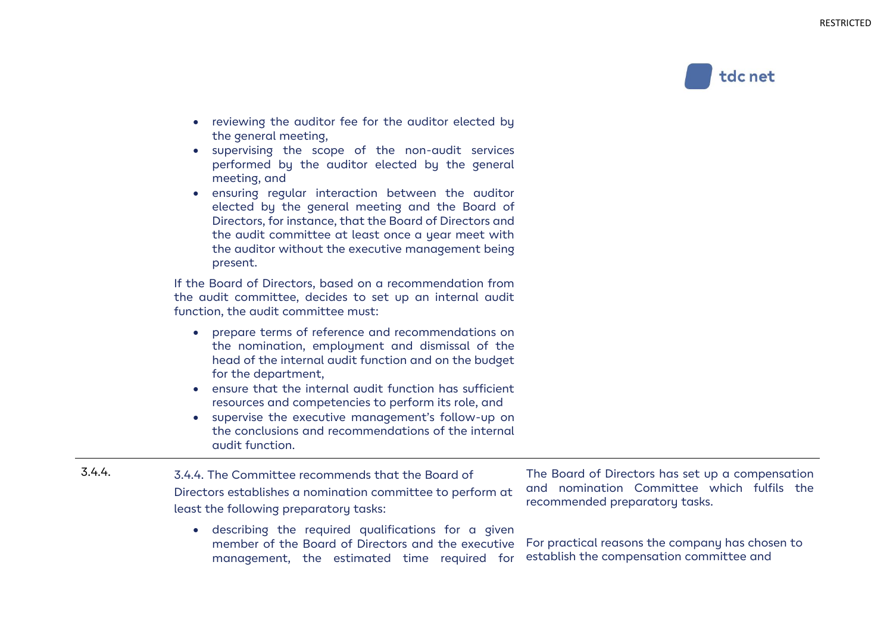| | | |
|---|---|---|
| | • reviewing the auditor fee for the auditor elected by the general meeting,<br>• supervising the scope of the non-audit services performed by the auditor elected by the general meeting, and<br>• ensuring regular interaction between the auditor elected by the general meeting and the Board of Directors, for instance, that the Board of Directors and the audit committee at least once a year meet with the auditor without the executive management being present.<br><br>If the Board of Directors, based on a recommendation from the audit committee, decides to set up an internal audit function, the audit committee must:<br><br>• prepare terms of reference and recommendations on the nomination, employment and dismissal of the head of the internal audit function and on the budget for the department,<br>• ensure that the internal audit function has sufficient resources and competencies to perform its role, and<br>• supervise the executive management's follow-up on the conclusions and recommendations of the internal audit function. | |
| 3.4.4. | 3.4.4. The Committee recommends that the Board of Directors establishes a nomination committee to perform at least the following preparatory tasks:<br><br>• describing the required qualifications for a given member of the Board of Directors and the executive management, the estimated time required for | The Board of Directors has set up a compensation and nomination Committee which fulfils the recommended preparatory tasks.<br><br>For practical reasons the company has chosen to establish the compensation committee and |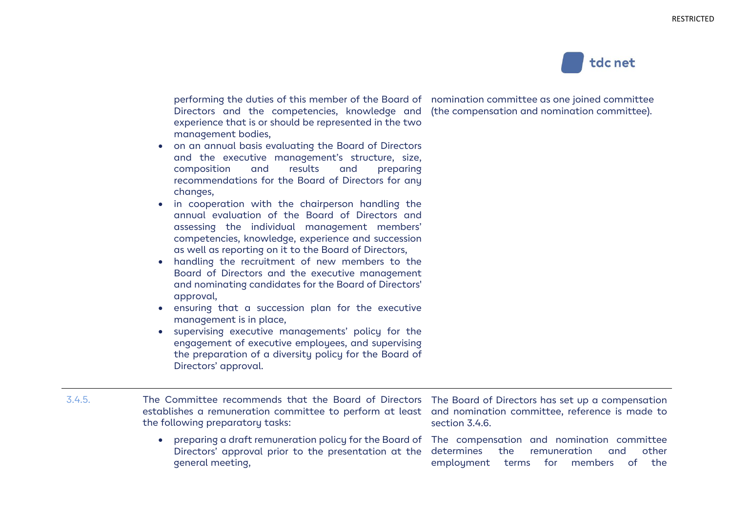| | | |
|---|---|---|
| | performing the duties of this member of the Board of Directors and the competencies, knowledge and experience that is or should be represented in the two management bodies,<br>• on an annual basis evaluating the Board of Directors and the executive management's structure, size, composition and results and preparing recommendations for the Board of Directors for any changes,<br>• in cooperation with the chairperson handling the annual evaluation of the Board of Directors and assessing the individual management members' competencies, knowledge, experience and succession as well as reporting on it to the Board of Directors,<br>• handling the recruitment of new members to the Board of Directors and the executive management and nominating candidates for the Board of Directors' approval,<br>• ensuring that a succession plan for the executive management is in place,<br>• supervising executive managements' policy for the engagement of executive employees, and supervising the preparation of a diversity policy for the Board of Directors' approval. | nomination committee as one joined committee (the compensation and nomination committee). |
| 3.4.5. | The Committee recommends that the Board of Directors establishes a remuneration committee to perform at least the following preparatory tasks: | The Board of Directors has set up a compensation and nomination committee, reference is made to section 3.4.6. |
| | • preparing a draft remuneration policy for the Board of Directors' approval prior to the presentation at the general meeting, | The compensation and nomination committee determines the remuneration and other employment terms for members of the |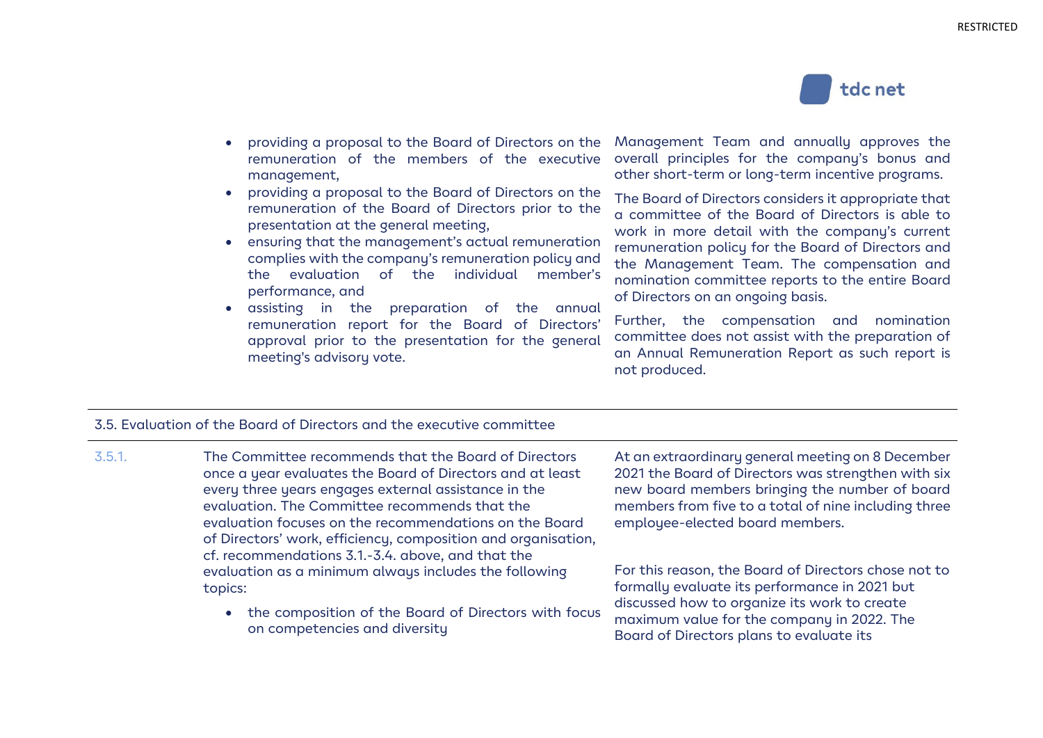- providing a proposal to the Board of Directors on the remuneration of the members of the executive management,
- providing a proposal to the Board of Directors on the remuneration of the Board of Directors prior to the presentation at the general meeting,
- ensuring that the management's actual remuneration complies with the company's remuneration policy and the evaluation of the individual member's performance, and
- assisting in the preparation of the annual remuneration report for the Board of Directors' approval prior to the presentation for the general meeting's advisory vote.

Management Team and annually approves the overall principles for the company's bonus and other short-term or long-term incentive programs.

The Board of Directors considers it appropriate that a committee of the Board of Directors is able to work in more detail with the company's current remuneration policy for the Board of Directors and the Management Team. The compensation and nomination committee reports to the entire Board of Directors on an ongoing basis.

Further, the compensation and nomination committee does not assist with the preparation of an Annual Remuneration Report as such report is not produced.

## 3.5. Evaluation of the Board of Directors and the executive committee

**3.5.1.** The Committee recommends that the Board of Directors once a year evaluates the Board of Directors and at least every three years engages external assistance in the evaluation. The Committee recommends that the evaluation focuses on the recommendations on the Board of Directors' work, efficiency, composition and organisation, cf. recommendations 3.1.-3.4. above, and that the evaluation as a minimum always includes the following topics:

- the composition of the Board of Directors with focus on competencies and diversity

At an extraordinary general meeting on 8 December 2021 the Board of Directors was strengthen with six new board members bringing the number of board members from five to a total of nine including three employee-elected board members.

For this reason, the Board of Directors chose not to formally evaluate its performance in 2021 but discussed how to organize its work to create maximum value for the company in 2022. The Board of Directors plans to evaluate its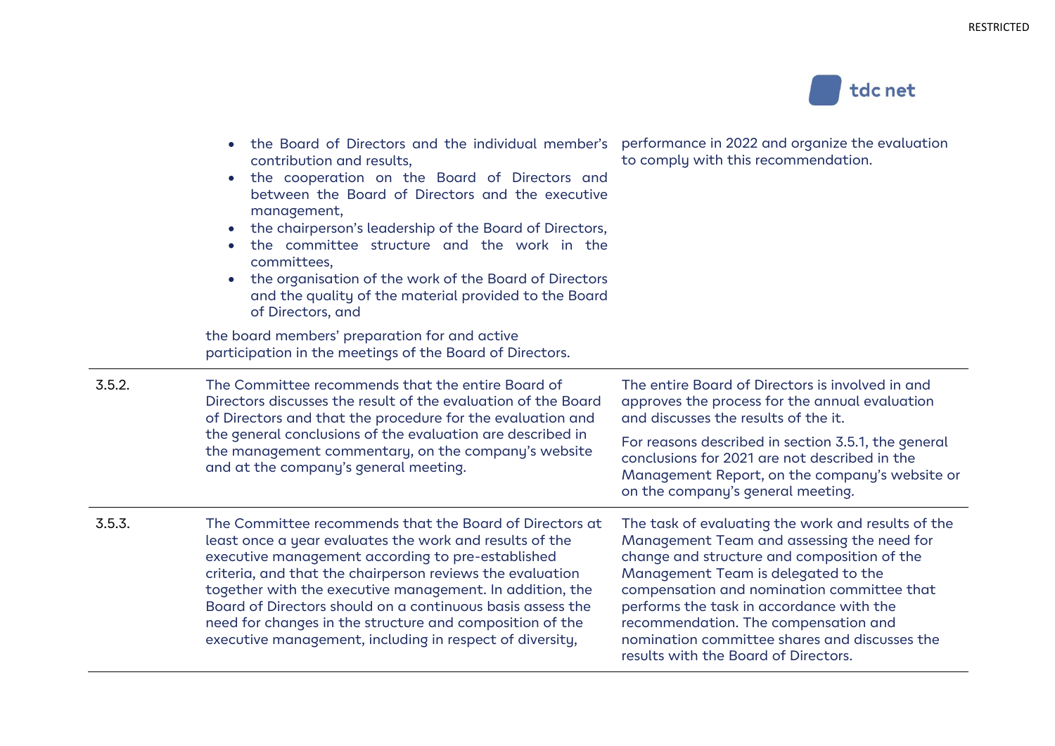| | | |
|---|---|---|
| | • the Board of Directors and the individual member's contribution and results,<br>• the cooperation on the Board of Directors and between the Board of Directors and the executive management,<br>• the chairperson's leadership of the Board of Directors,<br>• the committee structure and the work in the committees,<br>• the organisation of the work of the Board of Directors and the quality of the material provided to the Board of Directors, and<br><br>the board members' preparation for and active participation in the meetings of the Board of Directors. | performance in 2022 and organize the evaluation to comply with this recommendation. |
| 3.5.2. | The Committee recommends that the entire Board of Directors discusses the result of the evaluation of the Board of Directors and that the procedure for the evaluation and the general conclusions of the evaluation are described in the management commentary, on the company's website and at the company's general meeting. | The entire Board of Directors is involved in and approves the process for the annual evaluation and discusses the results of the it.<br><br>For reasons described in section 3.5.1, the general conclusions for 2021 are not described in the Management Report, on the company's website or on the company's general meeting. |
| 3.5.3. | The Committee recommends that the Board of Directors at least once a year evaluates the work and results of the executive management according to pre-established criteria, and that the chairperson reviews the evaluation together with the executive management. In addition, the Board of Directors should on a continuous basis assess the need for changes in the structure and composition of the executive management, including in respect of diversity, | The task of evaluating the work and results of the Management Team and assessing the need for change and structure and composition of the Management Team is delegated to the compensation and nomination committee that performs the task in accordance with the recommendation. The compensation and nomination committee shares and discusses the results with the Board of Directors. |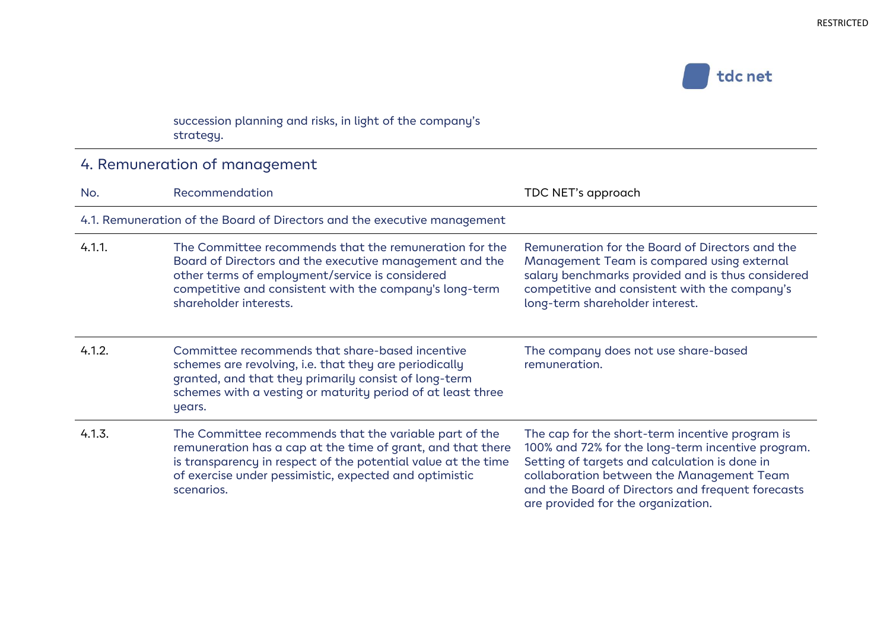succession planning and risks, in light of the company's strategy.

## 4. Remuneration of management

| No. | Recommendation | TDC NET's approach |
| --- | --- | --- |
| 4.1. Remuneration of the Board of Directors and the executive management | | |
| 4.1.1. | The Committee recommends that the remuneration for the Board of Directors and the executive management and the other terms of employment/service is considered competitive and consistent with the company's long-term shareholder interests. | Remuneration for the Board of Directors and the Management Team is compared using external salary benchmarks provided and is thus considered competitive and consistent with the company's long-term shareholder interest. |
| 4.1.2. | Committee recommends that share-based incentive schemes are revolving, i.e. that they are periodically granted, and that they primarily consist of long-term schemes with a vesting or maturity period of at least three years. | The company does not use share-based remuneration. |
| 4.1.3. | The Committee recommends that the variable part of the remuneration has a cap at the time of grant, and that there is transparency in respect of the potential value at the time of exercise under pessimistic, expected and optimistic scenarios. | The cap for the short-term incentive program is 100% and 72% for the long-term incentive program. Setting of targets and calculation is done in collaboration between the Management Team and the Board of Directors and frequent forecasts are provided for the organization. |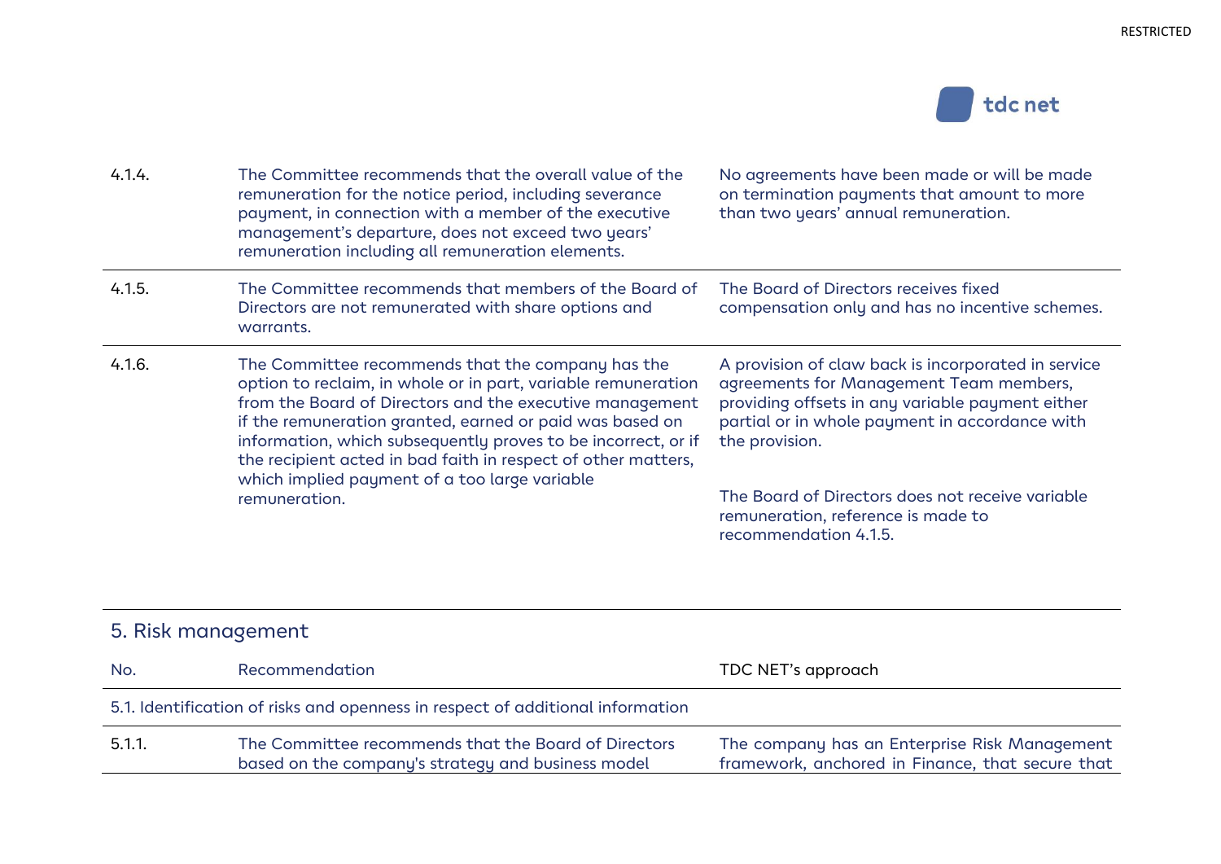| | | |
|---|---|---|
| 4.1.4. | The Committee recommends that the overall value of the remuneration for the notice period, including severance payment, in connection with a member of the executive management's departure, does not exceed two years' remuneration including all remuneration elements. | No agreements have been made or will be made on termination payments that amount to more than two years' annual remuneration. |
| 4.1.5. | The Committee recommends that members of the Board of Directors are not remunerated with share options and warrants. | The Board of Directors receives fixed compensation only and has no incentive schemes. |
| 4.1.6. | The Committee recommends that the company has the option to reclaim, in whole or in part, variable remuneration from the Board of Directors and the executive management if the remuneration granted, earned or paid was based on information, which subsequently proves to be incorrect, or if the recipient acted in bad faith in respect of other matters, which implied payment of a too large variable remuneration. | A provision of claw back is incorporated in service agreements for Management Team members, providing offsets in any variable payment either partial or in whole payment in accordance with the provision.<br><br>The Board of Directors does not receive variable remuneration, reference is made to recommendation 4.1.5. |

## 5. Risk management

| No. | Recommendation | TDC NET's approach |
|---|---|---|
| 5.1. Identification of risks and openness in respect of additional information | | |
| 5.1.1. | The Committee recommends that the Board of Directors based on the company's strategy and business model | The company has an Enterprise Risk Management framework, anchored in Finance, that secure that |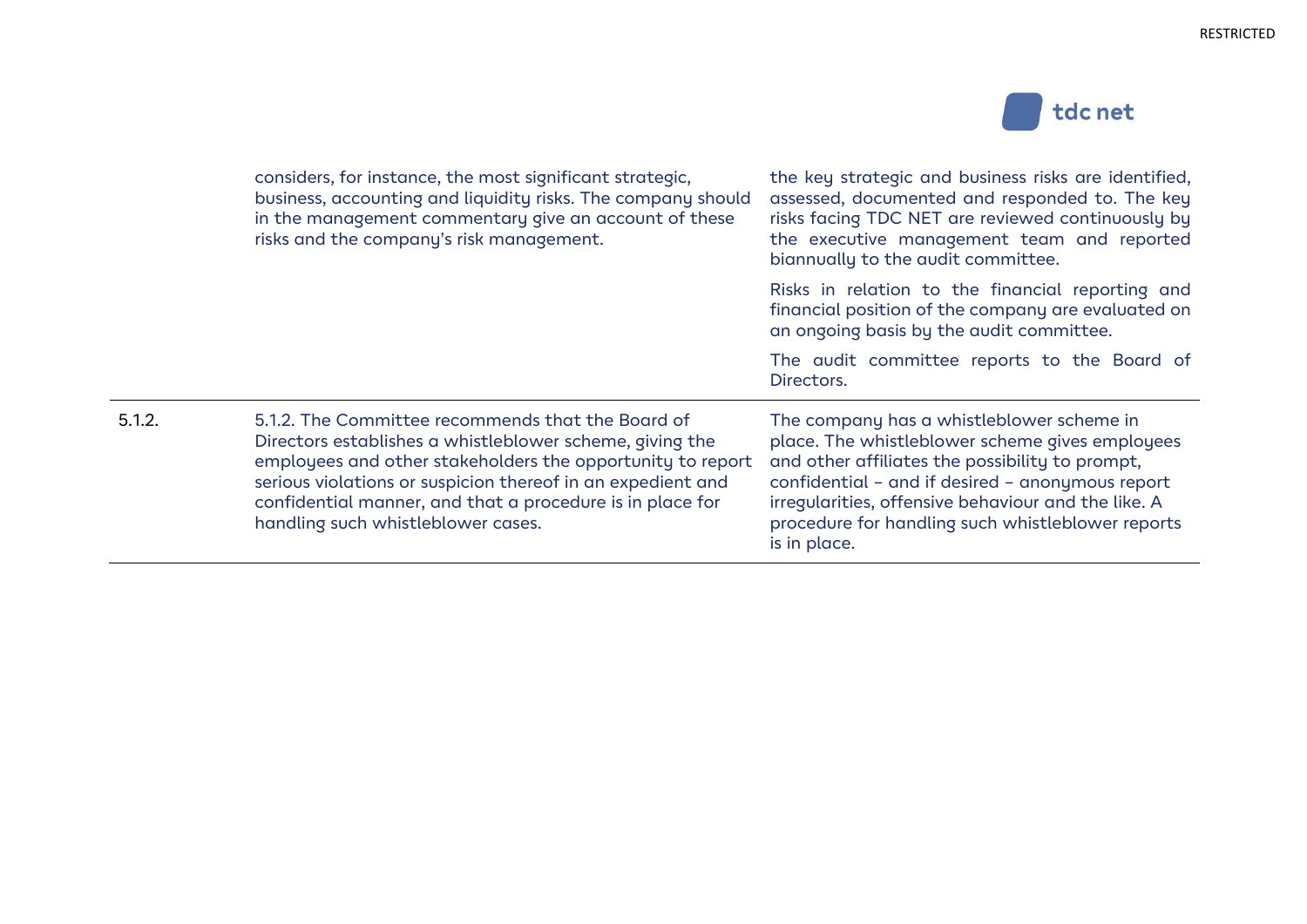| | | |
|---|---|---|
| | considers, for instance, the most significant strategic, business, accounting and liquidity risks. The company should in the management commentary give an account of these risks and the company's risk management. | the key strategic and business risks are identified, assessed, documented and responded to. The key risks facing TDC NET are reviewed continuously by the executive management team and reported biannually to the audit committee.<br><br>Risks in relation to the financial reporting and financial position of the company are evaluated on an ongoing basis by the audit committee.<br><br>The audit committee reports to the Board of Directors. |
| 5.1.2. | 5.1.2. The Committee recommends that the Board of Directors establishes a whistleblower scheme, giving the employees and other stakeholders the opportunity to report serious violations or suspicion thereof in an expedient and confidential manner, and that a procedure is in place for handling such whistleblower cases. | The company has a whistleblower scheme in place. The whistleblower scheme gives employees and other affiliates the possibility to prompt, confidential – and if desired – anonymous report irregularities, offensive behaviour and the like. A procedure for handling such whistleblower reports is in place. |